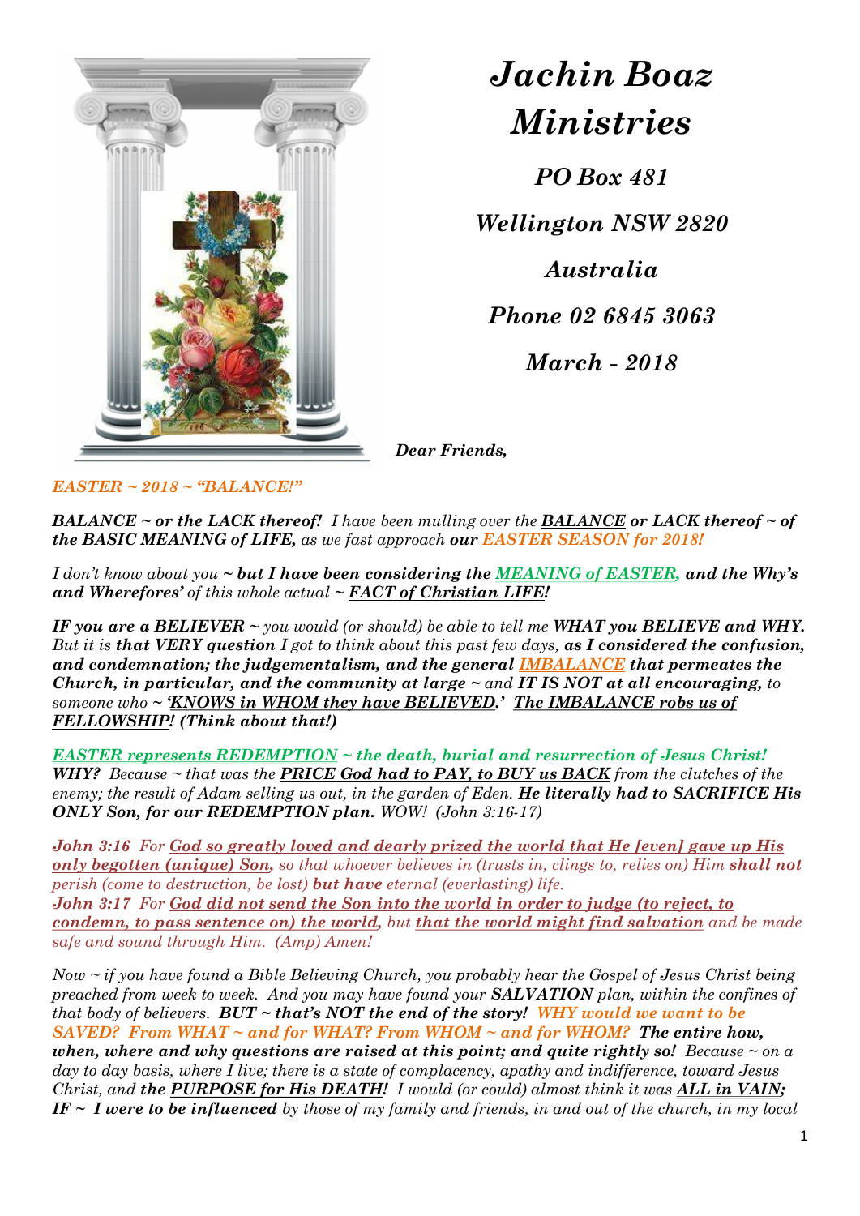# Jachin Boaz Ministries

*PO Box 481*

*Wellington NSW 2820*

*Australia*

*Phone 02 6845 3063*

*March - 2018*

***Dear Friends,***

*EASTER ~ 2018 ~ "BALANCE!"*

***BALANCE ~ or the LACK thereof!*** *I have been mulling over the* ***BALANCE*** ***or LACK thereof ~ of the BASIC MEANING of LIFE,*** *as we fast approach* ***our*** *EASTER SEASON for 2018!*

*I don't know about you ~* ***but I have been considering the MEANING of EASTER, and the Why's and Wherefores'*** *of this whole actual ~* ***FACT of Christian LIFE!***

***IF you are a BELIEVER ~*** *you would (or should) be able to tell me* ***WHAT you BELIEVE and WHY.*** *But it is* ***that VERY question*** *I got to think about this past few days,* ***as I considered the confusion, and condemnation; the judgementalism, and the general IMBALANCE that permeates the Church, in particular, and the community at large ~*** *and* ***IT IS NOT at all encouraging,*** *to someone who ~* ***'KNOWS in WHOM they have BELIEVED.' The IMBALANCE robs us of FELLOWSHIP! (Think about that!)***

***EASTER represents REDEMPTION ~ the death, burial and resurrection of Jesus Christ!***
***WHY?*** *Because ~ that was the* ***PRICE God had to PAY, to BUY us BACK*** *from the clutches of the enemy; the result of Adam selling us out, in the garden of Eden.* ***He literally had to SACRIFICE His ONLY Son, for our REDEMPTION plan.*** *WOW! (John 3:16-17)*

***John 3:16*** *For* ***God so greatly loved and dearly prized the world that He [even] gave up His only begotten (unique) Son,*** *so that whoever believes in (trusts in, clings to, relies on) Him* ***shall not*** *perish (come to destruction, be lost)* ***but have*** *eternal (everlasting) life.*
***John 3:17*** *For* ***God did not send the Son into the world in order to judge (to reject, to condemn, to pass sentence on) the world,*** *but* ***that the world might find salvation*** *and be made safe and sound through Him. (Amp) Amen!*

*Now ~ if you have found a Bible Believing Church, you probably hear the Gospel of Jesus Christ being preached from week to week. And you may have found your* ***SALVATION*** *plan, within the confines of that body of believers.* ***BUT ~ that's NOT the end of the story!*** ***WHY would we want to be SAVED? From WHAT ~ and for WHAT? From WHOM ~ and for WHOM? The entire how, when, where and why questions are raised at this point; and quite rightly so!*** *Because ~ on a day to day basis, where I live; there is a state of complacency, apathy and indifference, toward Jesus Christ, and* ***the PURPOSE for His DEATH!*** *I would (or could) almost think it was* ***ALL in VAIN; IF ~ I were to be influenced*** *by those of my family and friends, in and out of the church, in my local*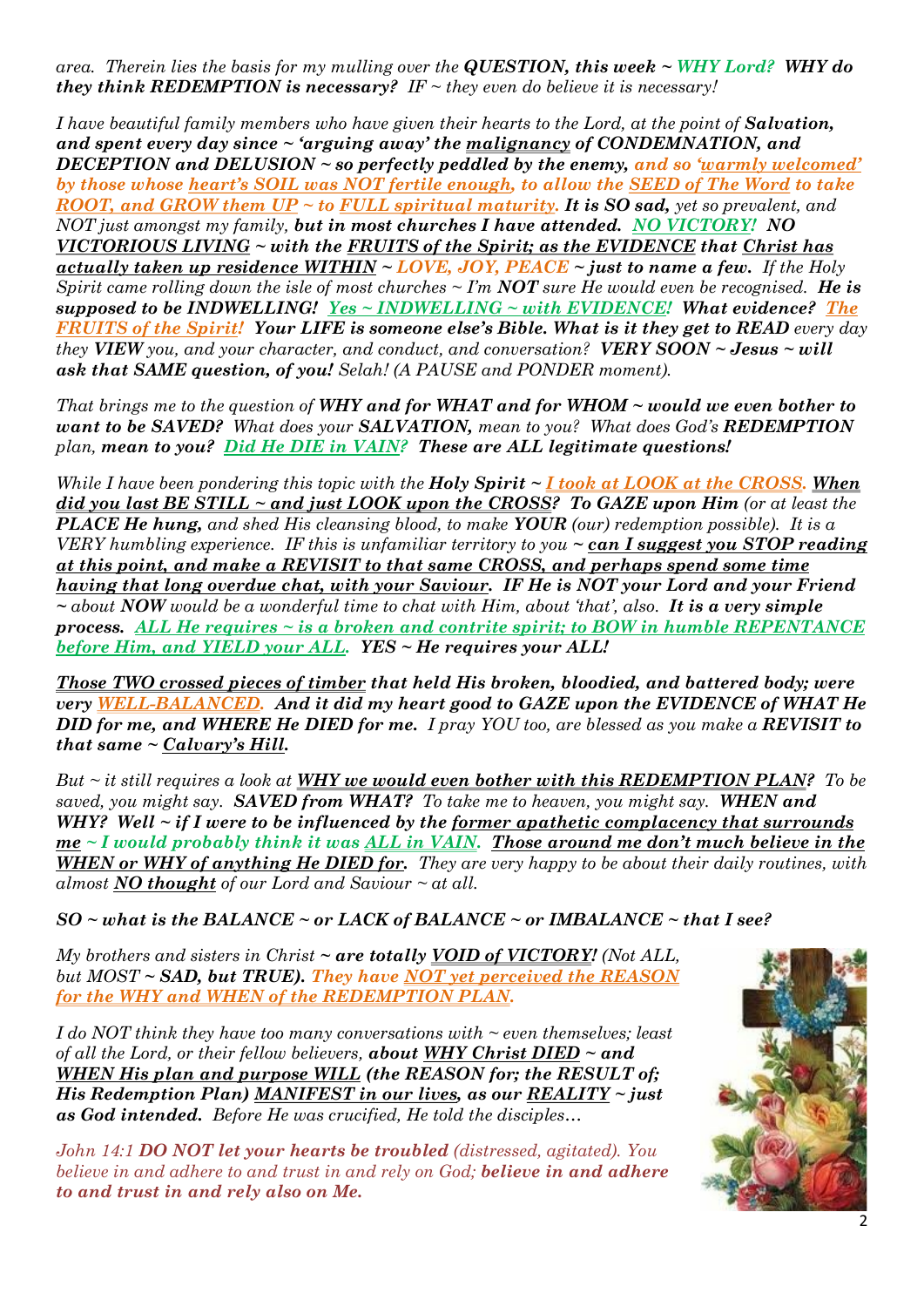*area. Therein lies the basis for my mulling over the **QUESTION, this week ~ WHY Lord? WHY do they think REDEMPTION is necessary?** IF ~ they even do believe it is necessary!*

*I have beautiful family members who have given their hearts to the Lord, at the point of **Salvation, and spent every day since ~ 'arguing away' the malignancy of CONDEMNATION, and DECEPTION and DELUSION ~ so perfectly peddled by the enemy, and so 'warmly welcomed' by those whose heart's SOIL was NOT fertile enough, to allow the SEED of The Word to take ROOT, and GROW them UP ~ to FULL spiritual maturity. It is SO sad,** yet so prevalent, and NOT just amongst my family, **but in most churches I have attended. NO VICTORY! NO VICTORIOUS LIVING ~ with the FRUITS of the Spirit; as the EVIDENCE that Christ has actually taken up residence WITHIN ~ LOVE, JOY, PEACE ~ just to name a few.** If the Holy Spirit came rolling down the isle of most churches ~ I'm **NOT** sure He would even be recognised. **He is supposed to be INDWELLING! Yes ~ INDWELLING ~ with EVIDENCE! What evidence? The FRUITS of the Spirit! Your LIFE is someone else's Bible. What is it they get to READ** every day they **VIEW** you, and your character, and conduct, and conversation? **VERY SOON ~ Jesus ~ will ask that SAME question, of you!** Selah! (A PAUSE and PONDER moment).*

*That brings me to the question of **WHY and for WHAT and for WHOM ~ would we even bother to want to be SAVED?** What does your **SALVATION,** mean to you? What does God's **REDEMPTION** plan, **mean to you? Did He DIE in VAIN? These are ALL legitimate questions!***

*While I have been pondering this topic with the **Holy Spirit ~ I took at LOOK at the CROSS. When did you last BE STILL ~ and just LOOK upon the CROSS? To GAZE upon Him** (or at least the **PLACE He hung,** and shed His cleansing blood, to make **YOUR** (our) redemption possible). It is a VERY humbling experience. IF this is unfamiliar territory to you ~ **can I suggest you STOP reading at this point, and make a REVISIT to that same CROSS, and perhaps spend some time having that long overdue chat, with your Saviour. IF He is NOT your Lord and your Friend** ~ about **NOW** would be a wonderful time to chat with Him, about 'that', also. **It is a very simple process. ALL He requires ~ is a broken and contrite spirit; to BOW in humble REPENTANCE before Him, and YIELD your ALL. YES ~ He requires your ALL!***

***Those TWO crossed pieces of timber that held His broken, bloodied, and battered body; were very WELL-BALANCED. And it did my heart good to GAZE upon the EVIDENCE of WHAT He DID for me, and WHERE He DIED for me.** I pray YOU too, are blessed as you make a **REVISIT to that same ~ Calvary's Hill.***

*But ~ it still requires a look at **WHY we would even bother with this REDEMPTION PLAN?** To be saved, you might say. **SAVED from WHAT?** To take me to heaven, you might say. **WHEN and WHY? Well ~ if I were to be influenced by the former apathetic complacency that surrounds me ~ I would probably think it was ALL in VAIN. Those around me don't much believe in the WHEN or WHY of anything He DIED for.** They are very happy to be about their daily routines, with almost **NO thought** of our Lord and Saviour ~ at all.*

***SO ~ what is the BALANCE ~ or LACK of BALANCE ~ or IMBALANCE ~ that I see?***

*My brothers and sisters in Christ **~ are totally VOID of VICTORY!** (Not ALL, but MOST **~ SAD, but TRUE). They have NOT yet perceived the REASON for the WHY and WHEN of the REDEMPTION PLAN.***

*I do NOT think they have too many conversations with ~ even themselves; least of all the Lord, or their fellow believers, **about WHY Christ DIED ~ and WHEN His plan and purpose WILL (the REASON for; the RESULT of; His Redemption Plan) MANIFEST in our lives, as our REALITY ~ just as God intended.** Before He was crucified, He told the disciples…*

*John 14:1 **DO NOT let your hearts be troubled** (distressed, agitated). You believe in and adhere to and trust in and rely on God; **believe in and adhere to and trust in and rely also on Me.***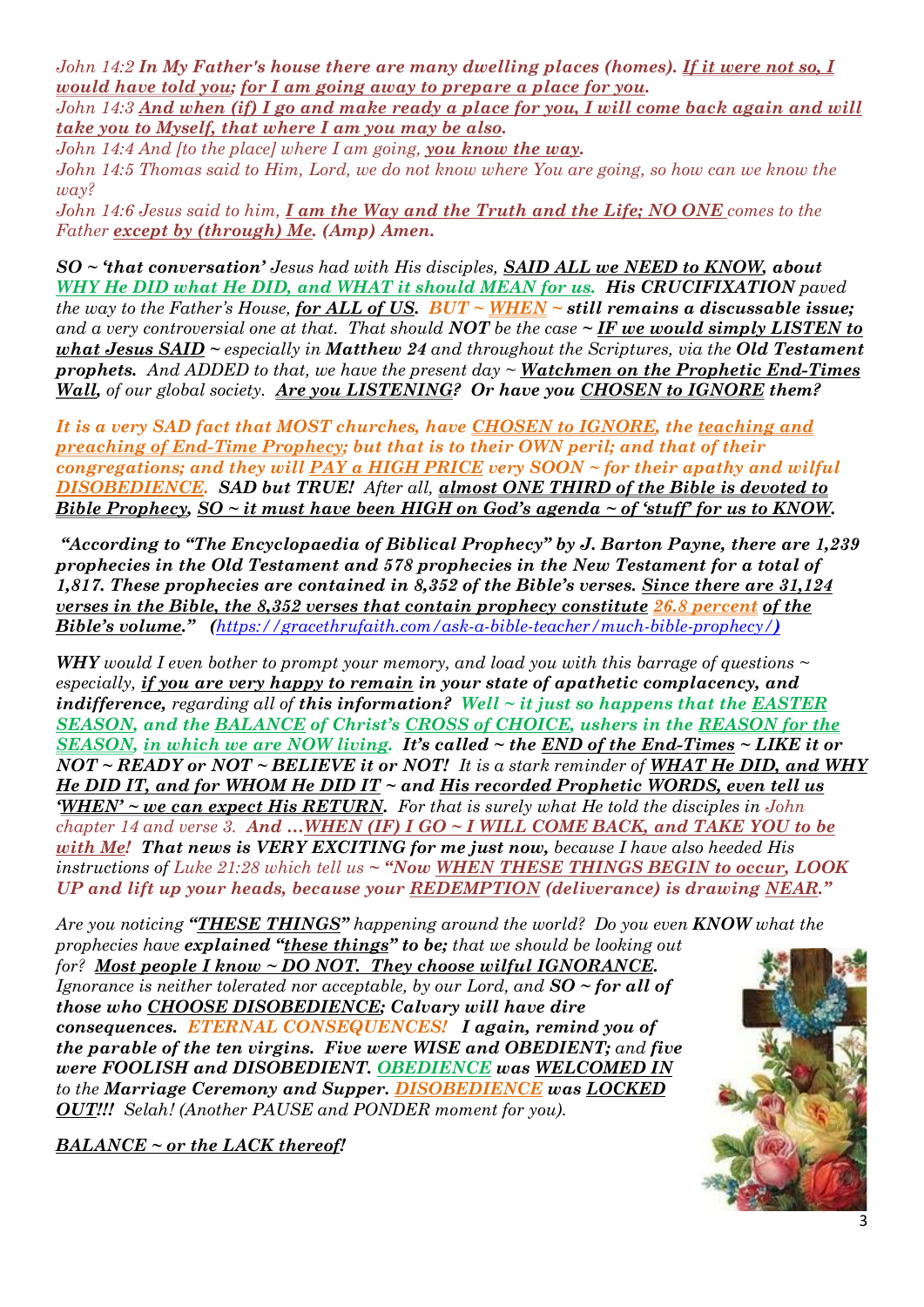*John 14:2* ***In My Father's house there are many dwelling places (homes). If it were not so, I would have told you; for I am going away to prepare a place for you.***

*John 14:3* ***And when (if) I go and make ready a place for you, I will come back again and will take you to Myself, that where I am you may be also.***

*John 14:4 And [to the place] where I am going,* ***you know the way.***

*John 14:5 Thomas said to Him, Lord, we do not know where You are going, so how can we know the way?*

*John 14:6 Jesus said to him,* ***I am the Way and the Truth and the Life; NO ONE*** *comes to the Father* ***except by (through) Me. (Amp) Amen.***

***SO ~ 'that conversation'*** *Jesus had with His disciples,* ***SAID ALL we NEED to KNOW, about WHY He DID what He DID, and WHAT it should MEAN for us. His CRUCIFIXATION*** *paved the way to the Father's House,* ***for ALL of US. BUT ~ WHEN ~ still remains a discussable issue;*** *and a very controversial one at that. That should* ***NOT*** *be the case ~* ***IF we would simply LISTEN to what Jesus SAID*** *~ especially in* ***Matthew 24*** *and throughout the Scriptures, via the* ***Old Testament prophets.*** *And ADDED to that, we have the present day ~* ***Watchmen on the Prophetic End-Times Wall,*** *of our global society.* ***Are you LISTENING? Or have you CHOSEN to IGNORE them?***

***It is a very SAD fact that MOST churches, have CHOSEN to IGNORE, the teaching and preaching of End-Time Prophecy; but that is to their OWN peril; and that of their congregations; and they will PAY a HIGH PRICE very SOON ~ for their apathy and wilful DISOBEDIENCE. SAD but TRUE!*** *After all,* ***almost ONE THIRD of the Bible is devoted to Bible Prophecy, SO ~ it must have been HIGH on God's agenda ~ of 'stuff' for us to KNOW.***

***"According to "The Encyclopaedia of Biblical Prophecy" by J. Barton Payne, there are 1,239 prophecies in the Old Testament and 578 prophecies in the New Testament for a total of 1,817. These prophecies are contained in 8,352 of the Bible's verses. Since there are 31,124 verses in the Bible, the 8,352 verses that contain prophecy constitute 26.8 percent of the Bible's volume." (https://gracethrufaith.com/ask-a-bible-teacher/much-bible-prophecy/)***

***WHY*** *would I even bother to prompt your memory, and load you with this barrage of questions ~ especially,* ***if you are very happy to remain in your state of apathetic complacency, and indifference,*** *regarding all of* ***this information? Well ~ it just so happens that the EASTER SEASON, and the BALANCE of Christ's CROSS of CHOICE, ushers in the REASON for the SEASON, in which we are NOW living. It's called ~ the END of the End-Times ~ LIKE it or NOT ~ READY or NOT ~ BELIEVE it or NOT!*** *It is a stark reminder of* ***WHAT He DID, and WHY He DID IT, and for WHOM He DID IT ~ and His recorded Prophetic WORDS, even tell us 'WHEN' ~ we can expect His RETURN.*** *For that is surely what He told the disciples in John chapter 14 and verse 3.* ***And …WHEN (IF) I GO ~ I WILL COME BACK, and TAKE YOU to be with Me! That news is VERY EXCITING for me just now,*** *because I have also heeded His instructions of Luke 21:28 which tell us ~* ***"Now WHEN THESE THINGS BEGIN to occur, LOOK UP and lift up your heads, because your REDEMPTION (deliverance) is drawing NEAR."***

*Are you noticing* ***"THESE THINGS"*** *happening around the world? Do you even* ***KNOW*** *what the prophecies have* ***explained "these things" to be;*** *that we should be looking out for?* ***Most people I know ~ DO NOT. They choose wilful IGNORANCE.*** *Ignorance is neither tolerated nor acceptable, by our Lord, and* ***SO ~ for all of those who CHOOSE DISOBEDIENCE; Calvary will have dire consequences. ETERNAL CONSEQUENCES! I again, remind you of the parable of the ten virgins. Five were WISE and OBEDIENT;*** *and* ***five were FOOLISH and DISOBEDIENT. OBEDIENCE was WELCOMED IN*** *to the* ***Marriage Ceremony and Supper. DISOBEDIENCE was LOCKED OUT!!!*** *Selah! (Another PAUSE and PONDER moment for you).*

***BALANCE ~ or the LACK thereof!***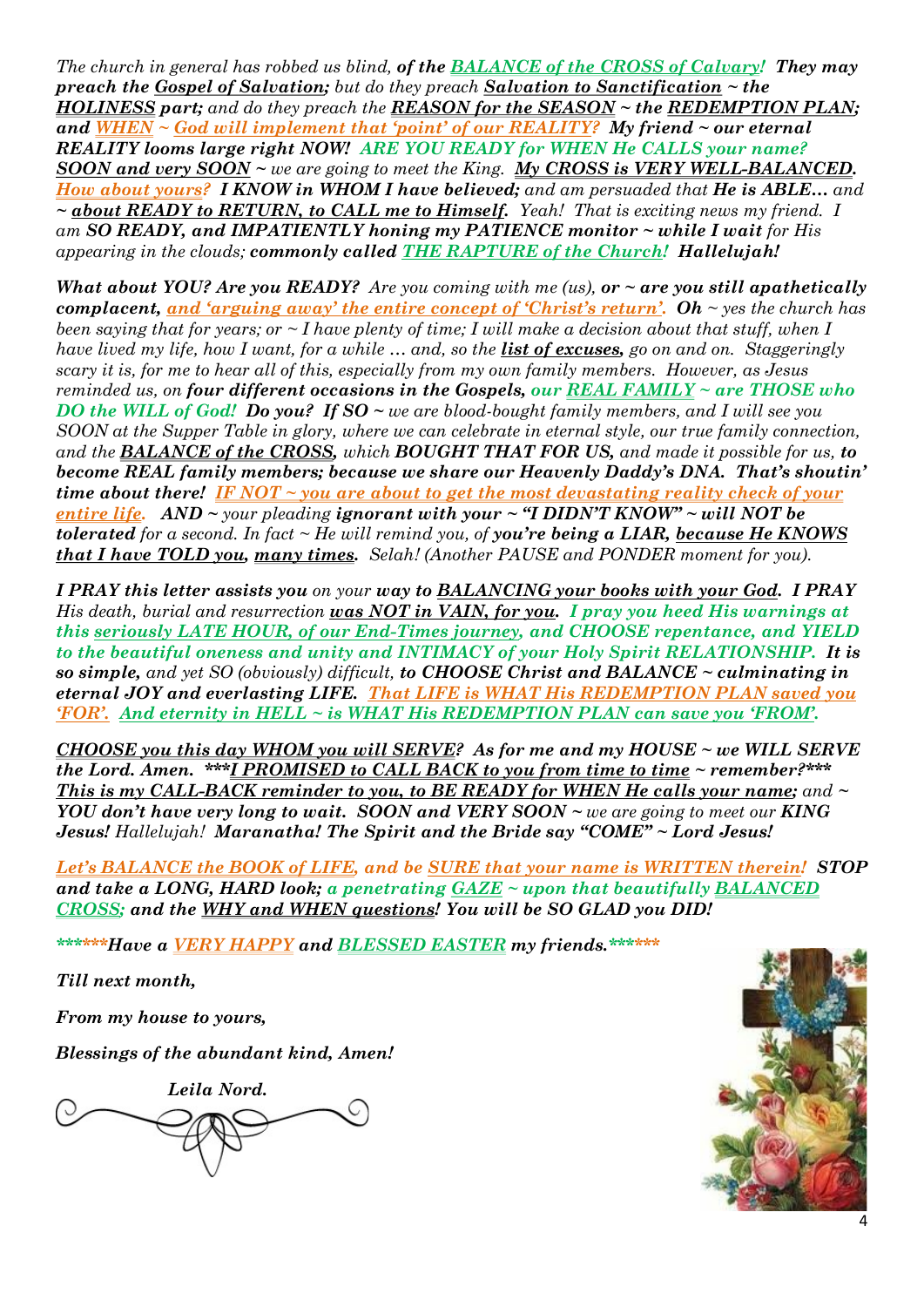*The church in general has robbed us blind, **of the BALANCE of the CROSS of Calvary! They may preach the Gospel of Salvation;** but do they preach **Salvation to Sanctification ~ the HOLINESS part;** and do they preach the **REASON for the SEASON ~ the REDEMPTION PLAN; and WHEN ~ God will implement that 'point' of our REALITY? My friend ~ our eternal REALITY looms large right NOW! ARE YOU READY for WHEN He CALLS your name? SOON and very SOON ~** we are going to meet the King. **My CROSS is VERY WELL-BALANCED. How about yours? I KNOW in WHOM I have believed;** and am persuaded that **He is ABLE...** and ~ **about READY to RETURN, to CALL me to Himself.** Yeah! That is exciting news my friend. I am **SO READY, and IMPATIENTLY honing my PATIENCE monitor ~ while I wait** for His appearing in the clouds; **commonly called THE RAPTURE of the Church! Hallelujah!***

***What about YOU? Are you READY?*** *Are you coming with me (us),* ***or ~ are you still apathetically complacent, and 'arguing away' the entire concept of 'Christ's return'. Oh*** *~ yes the church has been saying that for years; or ~ I have plenty of time; I will make a decision about that stuff, when I have lived my life, how I want, for a while ... and, so the* ***list of excuses,*** *go on and on. Staggeringly scary it is, for me to hear all of this, especially from my own family members. However, as Jesus reminded us, on* ***four different occasions in the Gospels, our REAL FAMILY ~ are THOSE who DO the WILL of God! Do you? If SO ~*** *we are blood-bought family members, and I will see you SOON at the Supper Table in glory, where we can celebrate in eternal style, our true family connection, and the* ***BALANCE of the CROSS,*** *which* ***BOUGHT THAT FOR US,*** *and made it possible for us,* ***to become REAL family members; because we share our Heavenly Daddy's DNA. That's shoutin' time about there! IF NOT ~ you are about to get the most devastating reality check of your entire life. AND ~*** *your pleading* ***ignorant with your ~ "I DIDN'T KNOW" ~ will NOT be tolerated*** *for a second. In fact ~ He will remind you, of* ***you're being a LIAR, because He KNOWS that I have TOLD you, many times.*** *Selah! (Another PAUSE and PONDER moment for you).*

***I PRAY this letter assists you*** *on your* ***way to BALANCING your books with your God. I PRAY*** *His death, burial and resurrection* ***was NOT in VAIN, for you. I pray you heed His warnings at this seriously LATE HOUR, of our End-Times journey, and CHOOSE repentance, and YIELD to the beautiful oneness and unity and INTIMACY of your Holy Spirit RELATIONSHIP. It is so simple,*** *and yet SO (obviously) difficult,* ***to CHOOSE Christ and BALANCE ~ culminating in eternal JOY and everlasting LIFE. That LIFE is WHAT His REDEMPTION PLAN saved you 'FOR'. And eternity in HELL ~ is WHAT His REDEMPTION PLAN can save you 'FROM'.***

***CHOOSE you this day WHOM you will SERVE? As for me and my HOUSE ~ we WILL SERVE the Lord. Amen. \*\*\*I PROMISED to CALL BACK to you from time to time ~ remember?\*\*\* This is my CALL-BACK reminder to you, to BE READY for WHEN He calls your name;*** *and ~* ***YOU don't have very long to wait. SOON and VERY SOON ~*** *we are going to meet our* ***KING Jesus!*** *Hallelujah!* ***Maranatha! The Spirit and the Bride say "COME" ~ Lord Jesus!***

***Let's BALANCE the BOOK of LIFE, and be SURE that your name is WRITTEN therein! STOP and take a LONG, HARD look; a penetrating GAZE ~ upon that beautifully BALANCED CROSS; and the WHY and WHEN questions! You will be SO GLAD you DID!***

***\*\*\*\*\*\*Have a VERY HAPPY and BLESSED EASTER my friends.\*\*\*\*\*\****

***Till next month,***

***From my house to yours,***

***Blessings of the abundant kind, Amen!***

***Leila Nord.***